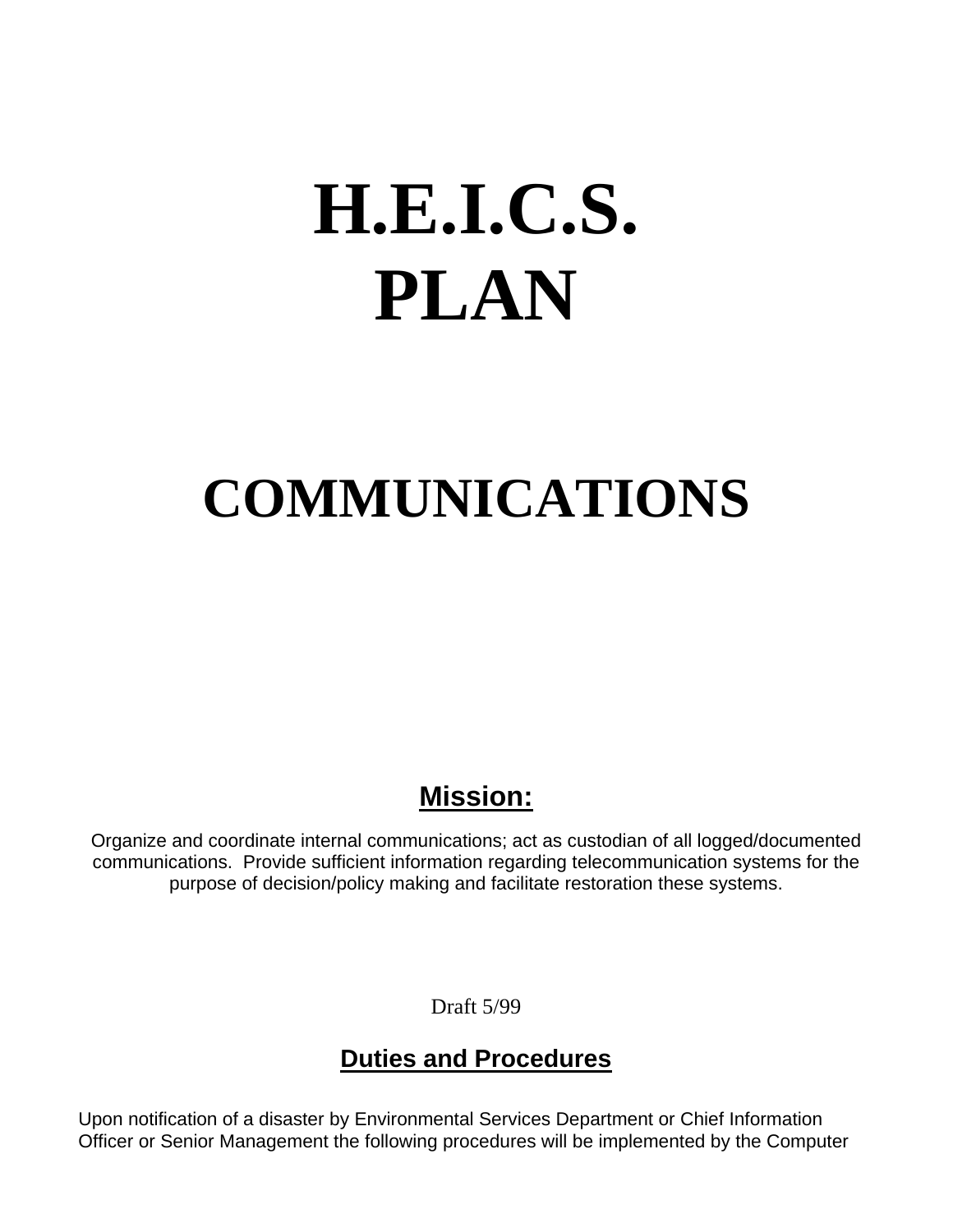# H.E.I.C.S. PLAN

# COMMUNICATIONS

## Mission:

Organize and coordinate internal communications; act as custodian of all logged/documented communications. Provide sufficient information regarding telecommunication systems for the purpose of decision/policy making and facilitate restoration these systems.

Draft 5/99

## Duties and Procedures

Upon notification of a disaster by Environmental Services Department or Chief Information Officer or Senior Management the following procedures will be implemented by the Computer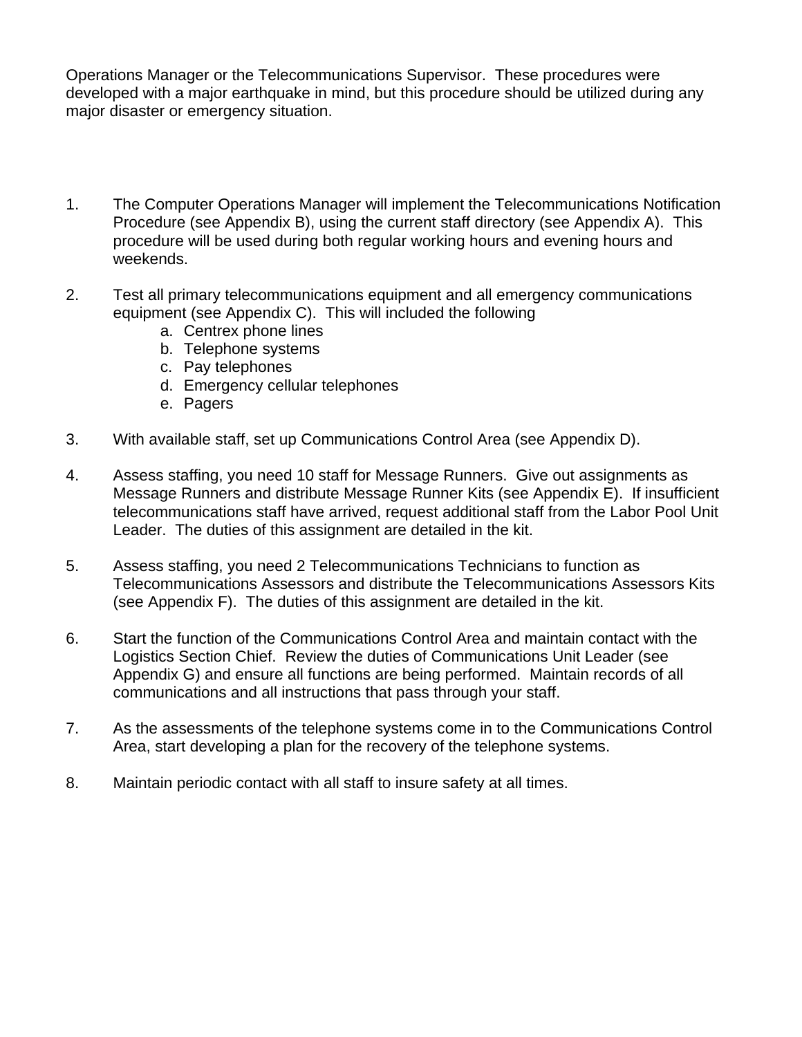Operations Manager or the Telecommunications Supervisor. These procedures were developed with a major earthquake in mind, but this procedure should be utilized during any major disaster or emergency situation.

1. The Computer Operations Manager will implement the Telecommunications Notification Procedure (see Appendix B), using the current staff directory (see Appendix A). This procedure will be used during both regular working hours and evening hours and weekends.

2. Test all primary telecommunications equipment and all emergency communications equipment (see Appendix C). This will included the following
   a. Centrex phone lines
   b. Telephone systems
   c. Pay telephones
   d. Emergency cellular telephones
   e. Pagers

3. With available staff, set up Communications Control Area (see Appendix D).

4. Assess staffing, you need 10 staff for Message Runners. Give out assignments as Message Runners and distribute Message Runner Kits (see Appendix E). If insufficient telecommunications staff have arrived, request additional staff from the Labor Pool Unit Leader. The duties of this assignment are detailed in the kit.

5. Assess staffing, you need 2 Telecommunications Technicians to function as Telecommunications Assessors and distribute the Telecommunications Assessors Kits (see Appendix F). The duties of this assignment are detailed in the kit.

6. Start the function of the Communications Control Area and maintain contact with the Logistics Section Chief. Review the duties of Communications Unit Leader (see Appendix G) and ensure all functions are being performed. Maintain records of all communications and all instructions that pass through your staff.

7. As the assessments of the telephone systems come in to the Communications Control Area, start developing a plan for the recovery of the telephone systems.

8. Maintain periodic contact with all staff to insure safety at all times.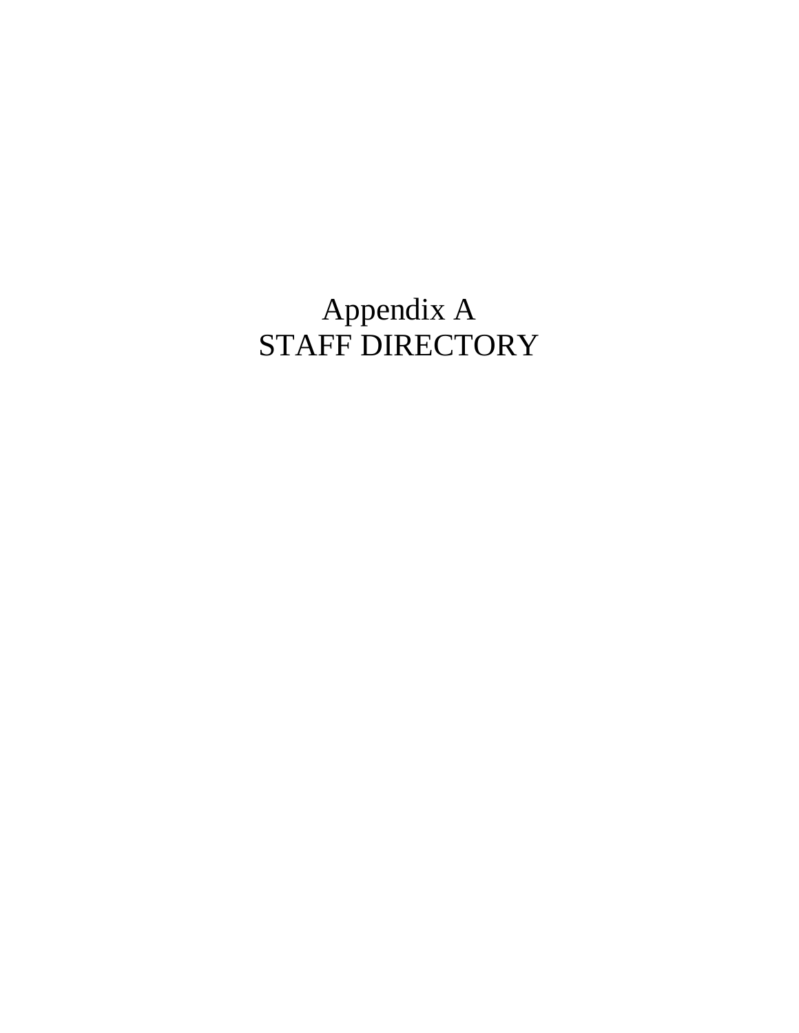# Appendix A
# STAFF DIRECTORY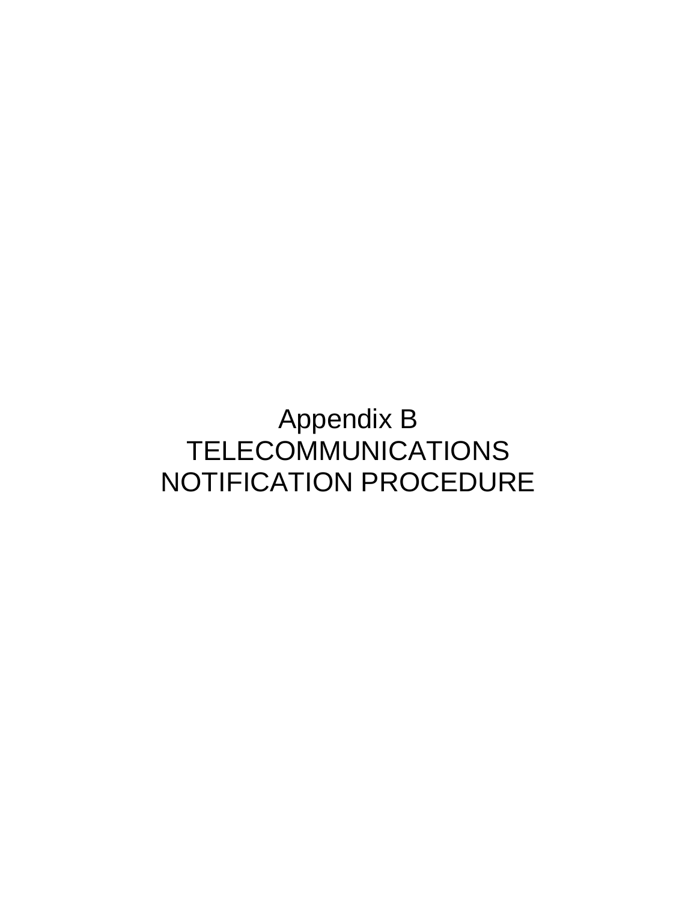# Appendix B
# TELECOMMUNICATIONS NOTIFICATION PROCEDURE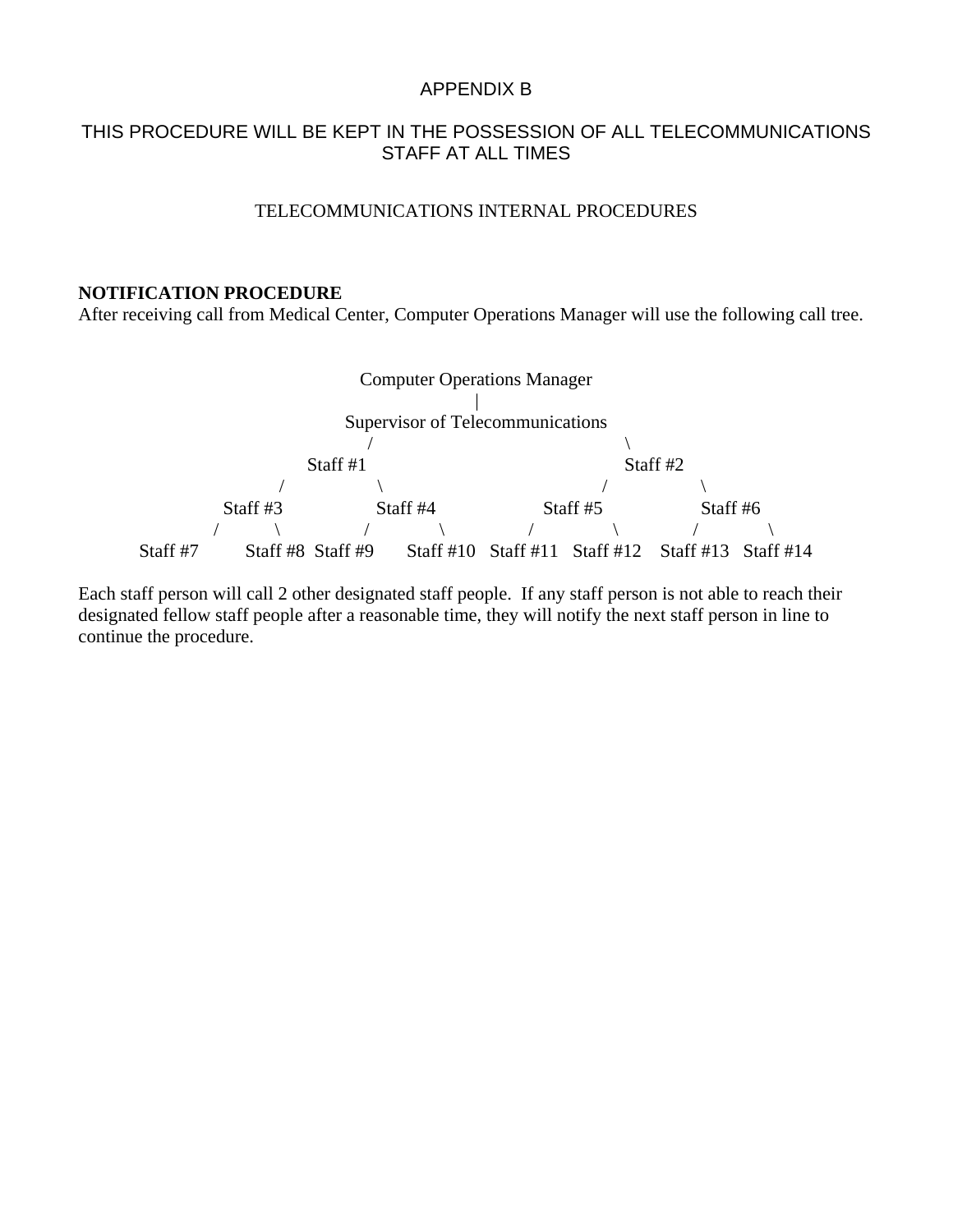# APPENDIX B

## THIS PROCEDURE WILL BE KEPT IN THE POSSESSION OF ALL TELECOMMUNICATIONS STAFF AT ALL TIMES

### TELECOMMUNICATIONS INTERNAL PROCEDURES

**NOTIFICATION PROCEDURE**
After receiving call from Medical Center, Computer Operations Manager will use the following call tree.

```
                              Computer Operations Manager
                                          |
                             Supervisor of Telecommunications
                                  /                         \
                          Staff #1                            Staff #2
                         /        \                          /        \
                 Staff #3          Staff #4          Staff #5          Staff #6
                 /      \          /      \          /      \          /      \
          Staff #7   Staff #8  Staff #9  Staff #10  Staff #11  Staff #12  Staff #13  Staff #14
```

Each staff person will call 2 other designated staff people. If any staff person is not able to reach their designated fellow staff people after a reasonable time, they will notify the next staff person in line to continue the procedure.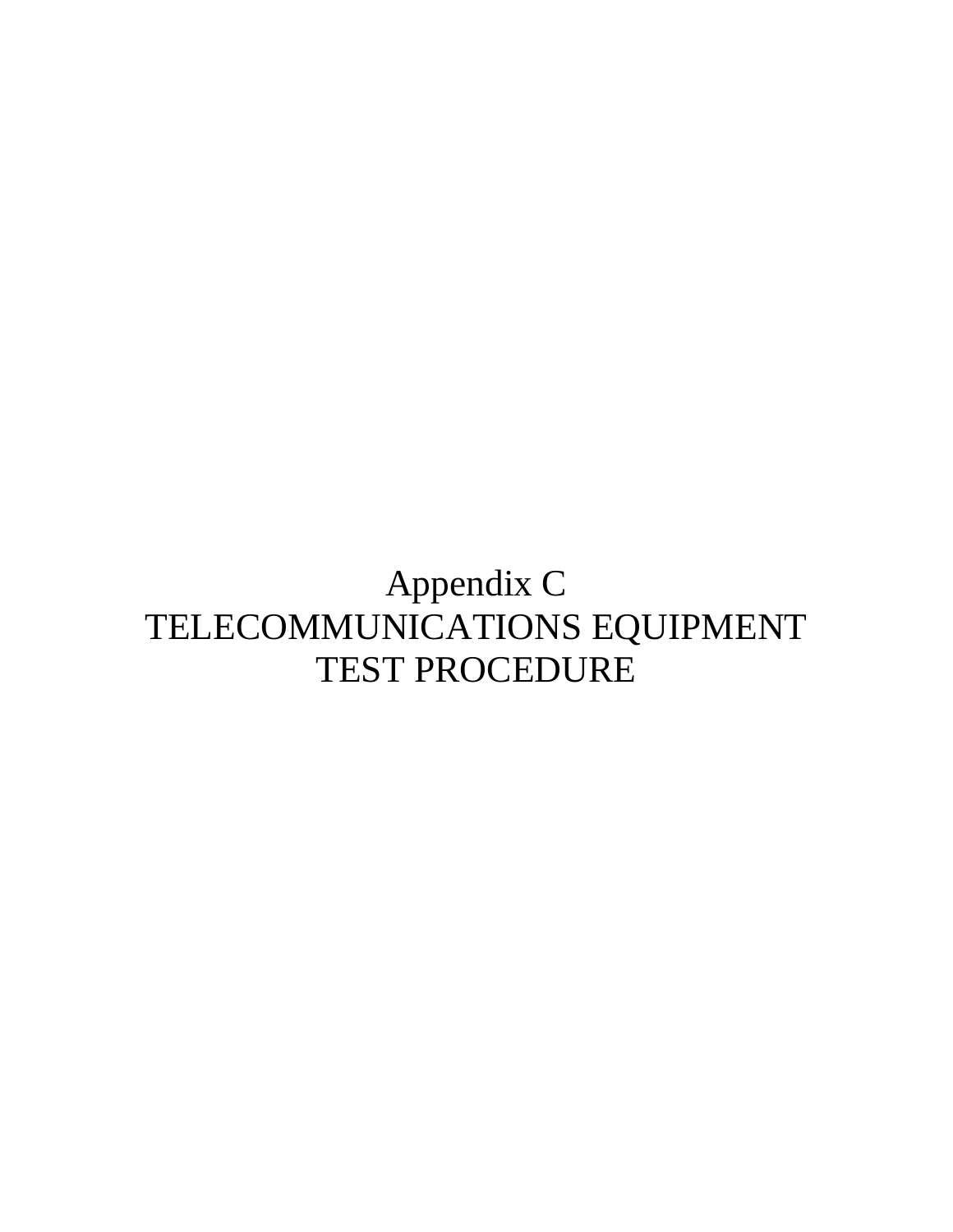# Appendix C
# TELECOMMUNICATIONS EQUIPMENT TEST PROCEDURE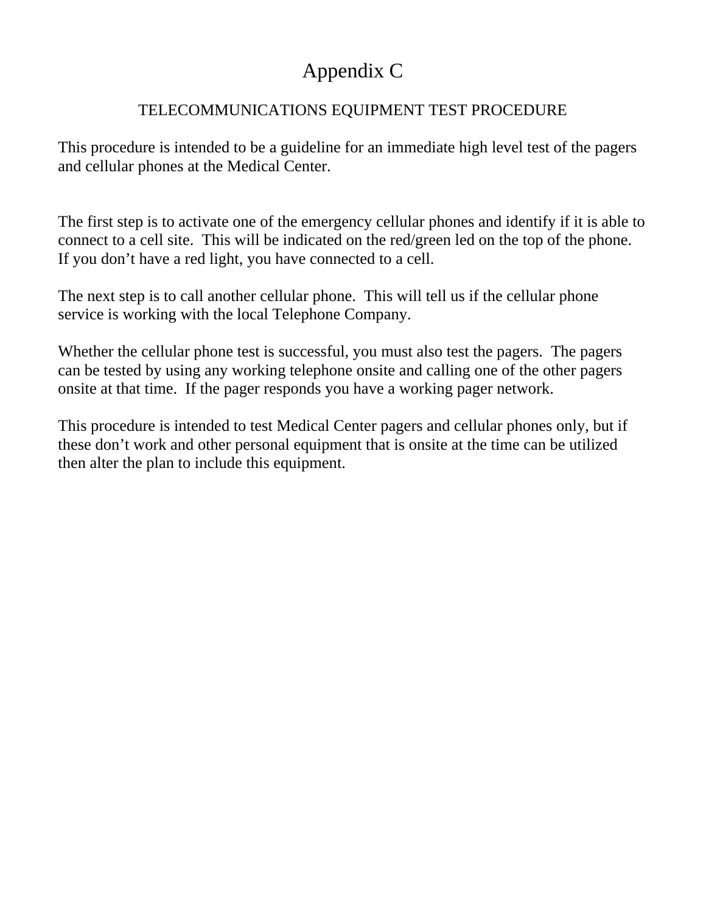# Appendix C

## TELECOMMUNICATIONS EQUIPMENT TEST PROCEDURE

This procedure is intended to be a guideline for an immediate high level test of the pagers and cellular phones at the Medical Center.

The first step is to activate one of the emergency cellular phones and identify if it is able to connect to a cell site. This will be indicated on the red/green led on the top of the phone. If you don't have a red light, you have connected to a cell.

The next step is to call another cellular phone. This will tell us if the cellular phone service is working with the local Telephone Company.

Whether the cellular phone test is successful, you must also test the pagers. The pagers can be tested by using any working telephone onsite and calling one of the other pagers onsite at that time. If the pager responds you have a working pager network.

This procedure is intended to test Medical Center pagers and cellular phones only, but if these don't work and other personal equipment that is onsite at the time can be utilized then alter the plan to include this equipment.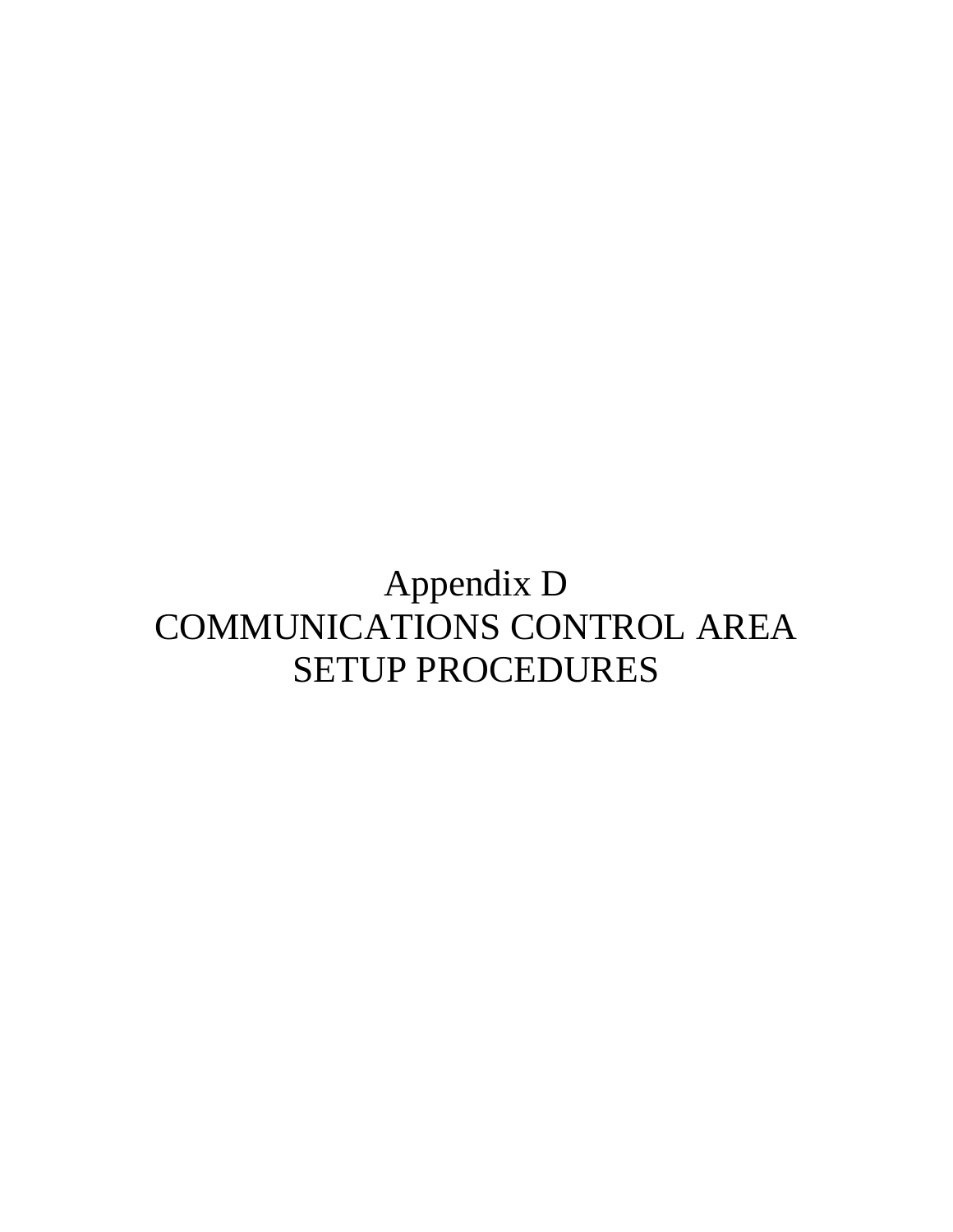# Appendix D
# COMMUNICATIONS CONTROL AREA SETUP PROCEDURES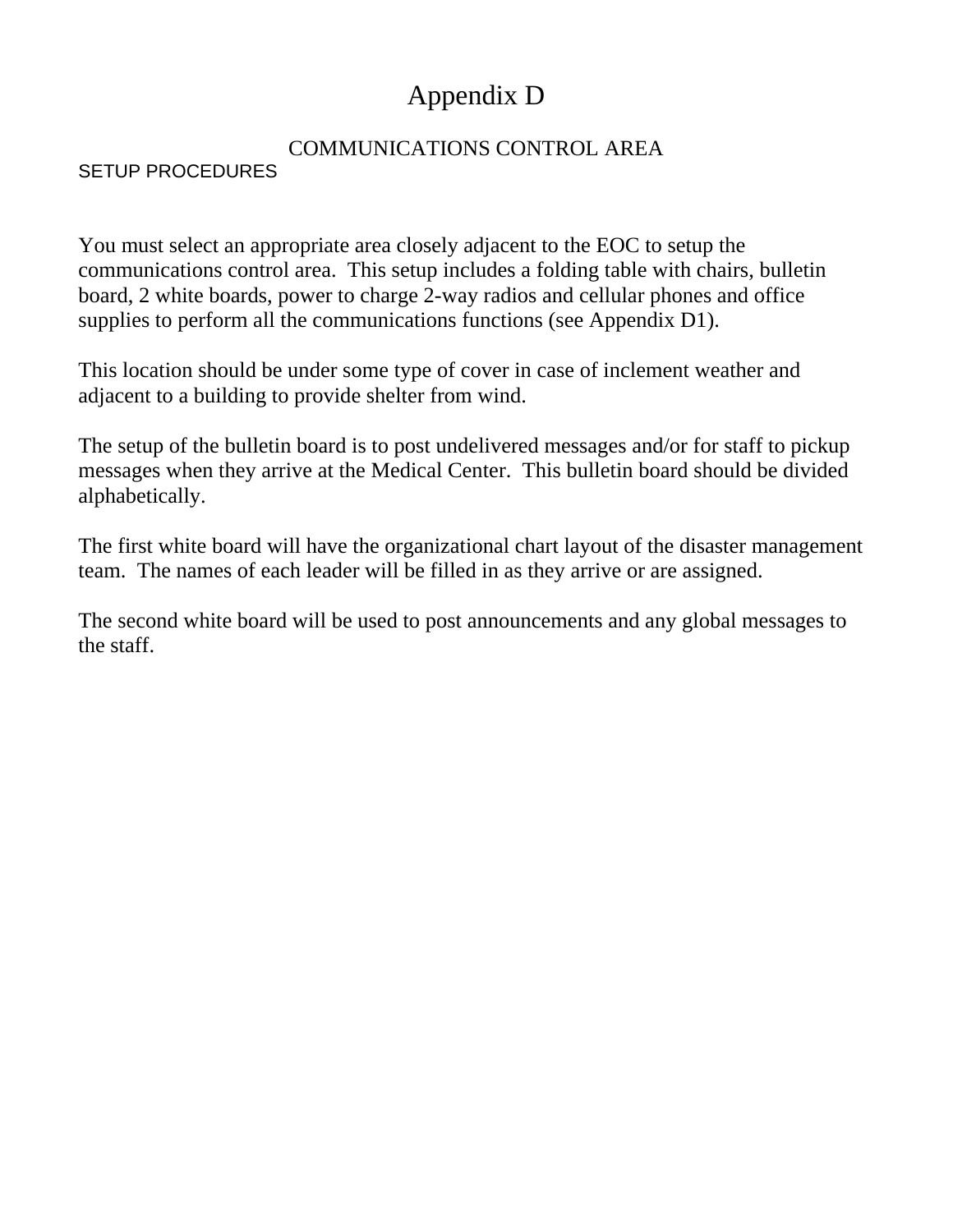# Appendix D

## COMMUNICATIONS CONTROL AREA

### SETUP PROCEDURES

You must select an appropriate area closely adjacent to the EOC to setup the communications control area. This setup includes a folding table with chairs, bulletin board, 2 white boards, power to charge 2-way radios and cellular phones and office supplies to perform all the communications functions (see Appendix D1).

This location should be under some type of cover in case of inclement weather and adjacent to a building to provide shelter from wind.

The setup of the bulletin board is to post undelivered messages and/or for staff to pickup messages when they arrive at the Medical Center. This bulletin board should be divided alphabetically.

The first white board will have the organizational chart layout of the disaster management team. The names of each leader will be filled in as they arrive or are assigned.

The second white board will be used to post announcements and any global messages to the staff.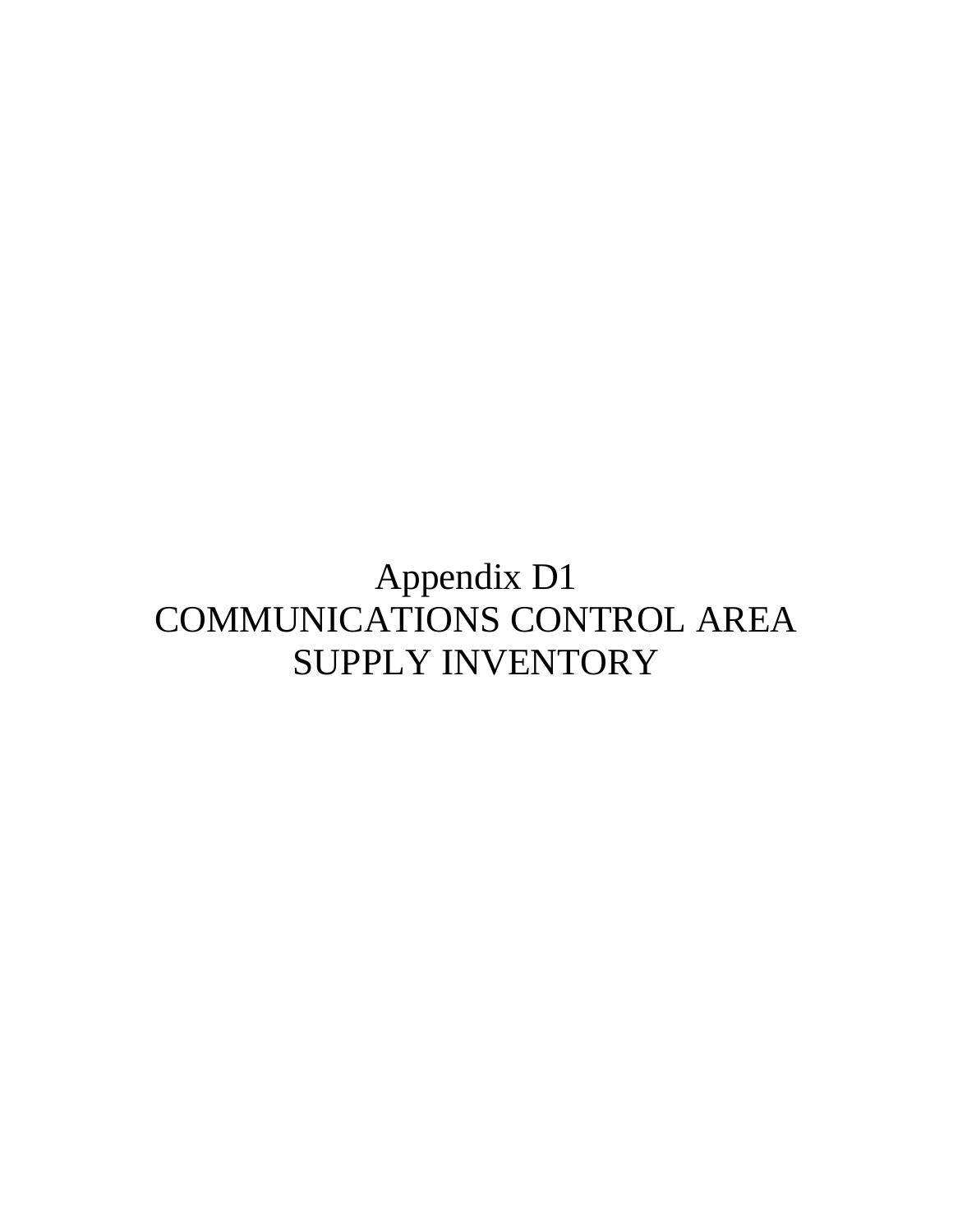# Appendix D1
# COMMUNICATIONS CONTROL AREA SUPPLY INVENTORY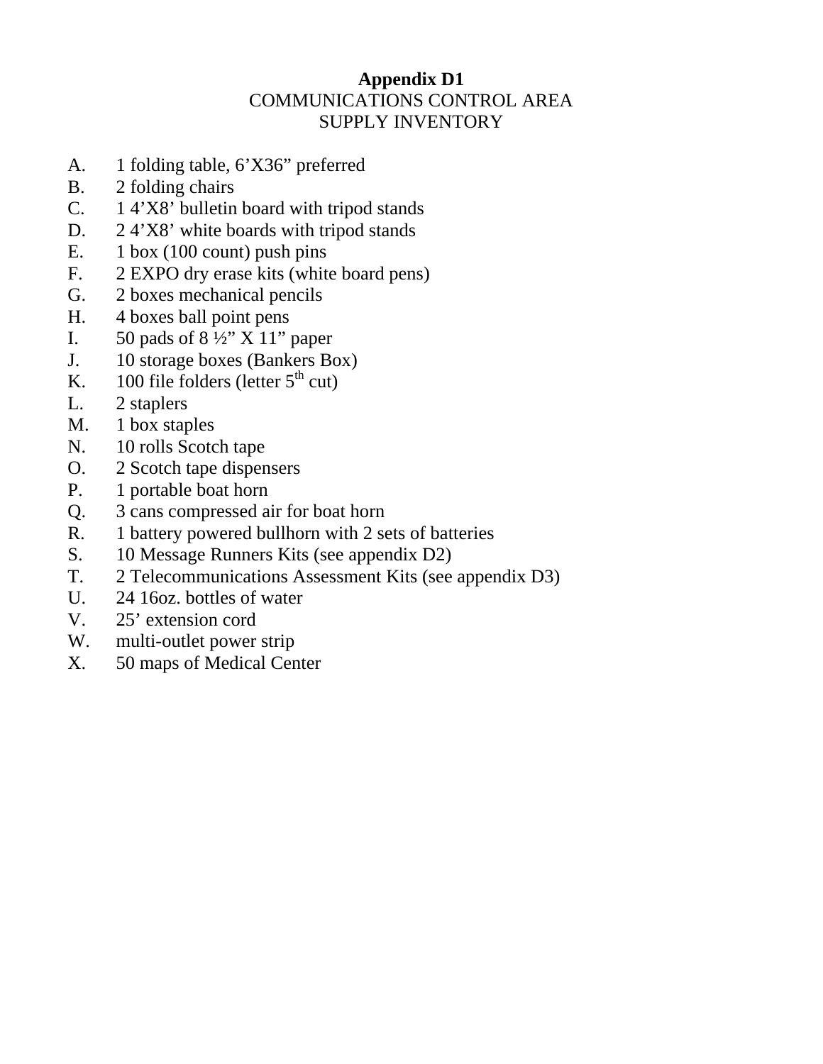**Appendix D1**
COMMUNICATIONS CONTROL AREA
SUPPLY INVENTORY

A. 1 folding table, 6'X36" preferred
B. 2 folding chairs
C. 1 4'X8' bulletin board with tripod stands
D. 2 4'X8' white boards with tripod stands
E. 1 box (100 count) push pins
F. 2 EXPO dry erase kits (white board pens)
G. 2 boxes mechanical pencils
H. 4 boxes ball point pens
I. 50 pads of 8 ½" X 11" paper
J. 10 storage boxes (Bankers Box)
K. 100 file folders (letter 5th cut)
L. 2 staplers
M. 1 box staples
N. 10 rolls Scotch tape
O. 2 Scotch tape dispensers
P. 1 portable boat horn
Q. 3 cans compressed air for boat horn
R. 1 battery powered bullhorn with 2 sets of batteries
S. 10 Message Runners Kits (see appendix D2)
T. 2 Telecommunications Assessment Kits (see appendix D3)
U. 24 16oz. bottles of water
V. 25' extension cord
W. multi-outlet power strip
X. 50 maps of Medical Center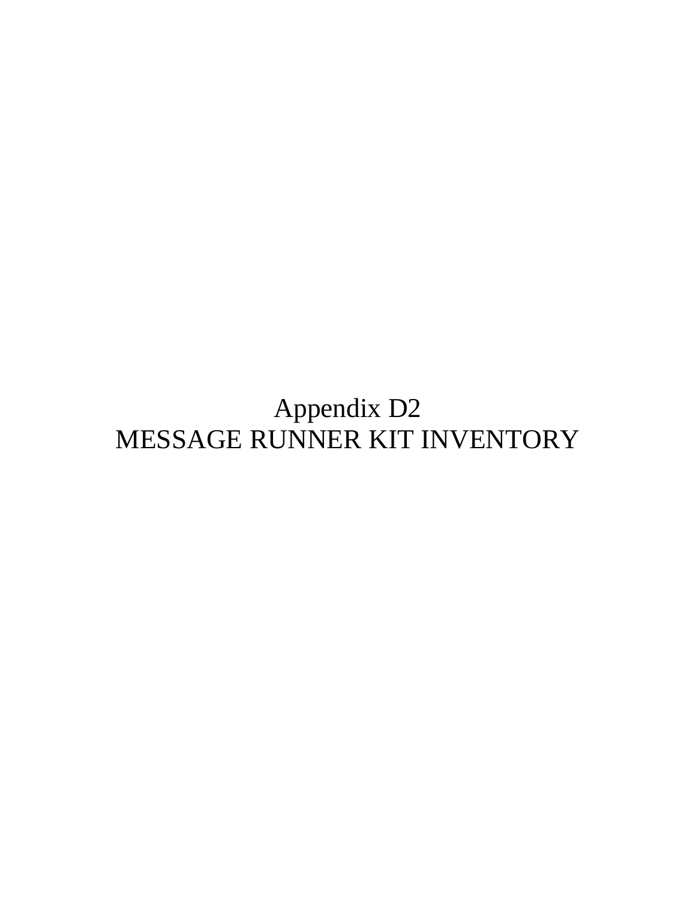# Appendix D2
# MESSAGE RUNNER KIT INVENTORY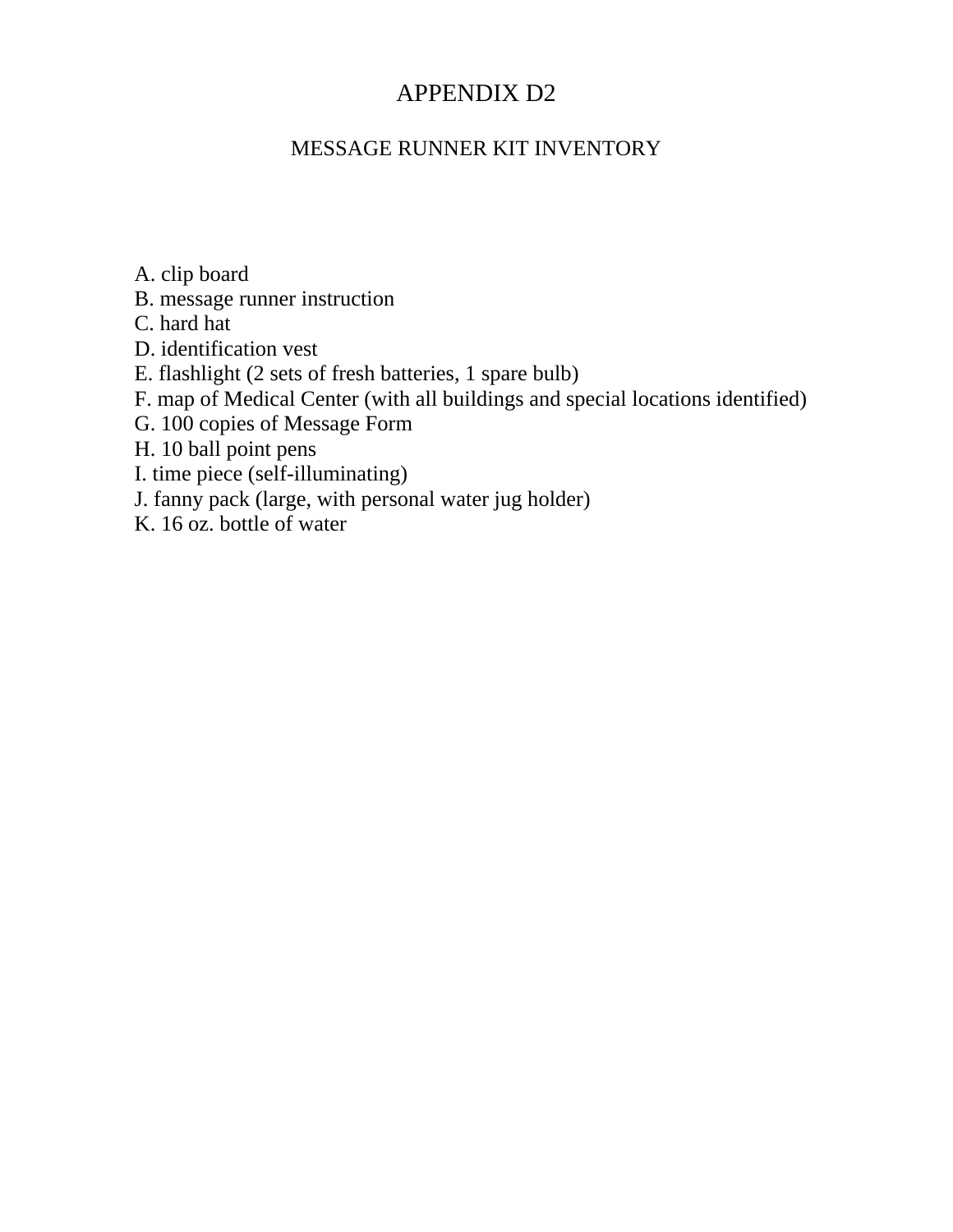# APPENDIX D2

## MESSAGE RUNNER KIT INVENTORY

A. clip board
B. message runner instruction
C. hard hat
D. identification vest
E. flashlight (2 sets of fresh batteries, 1 spare bulb)
F. map of Medical Center (with all buildings and special locations identified)
G. 100 copies of Message Form
H. 10 ball point pens
I. time piece (self-illuminating)
J. fanny pack (large, with personal water jug holder)
K. 16 oz. bottle of water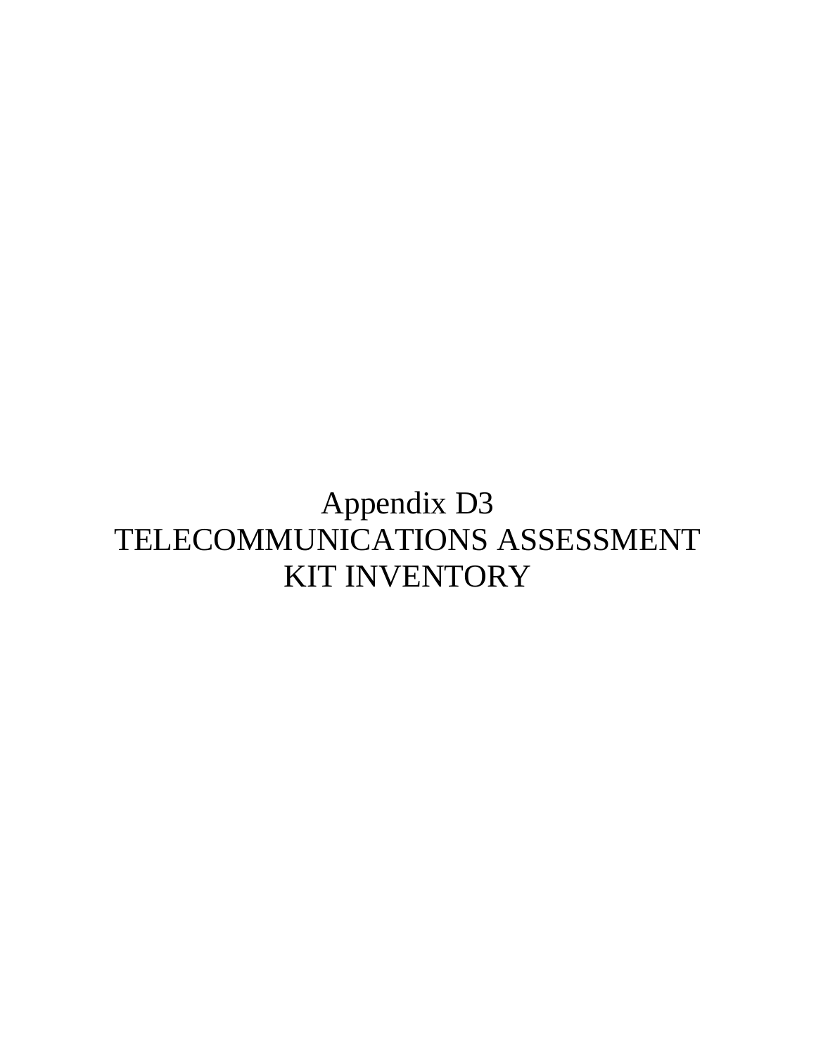# Appendix D3
# TELECOMMUNICATIONS ASSESSMENT KIT INVENTORY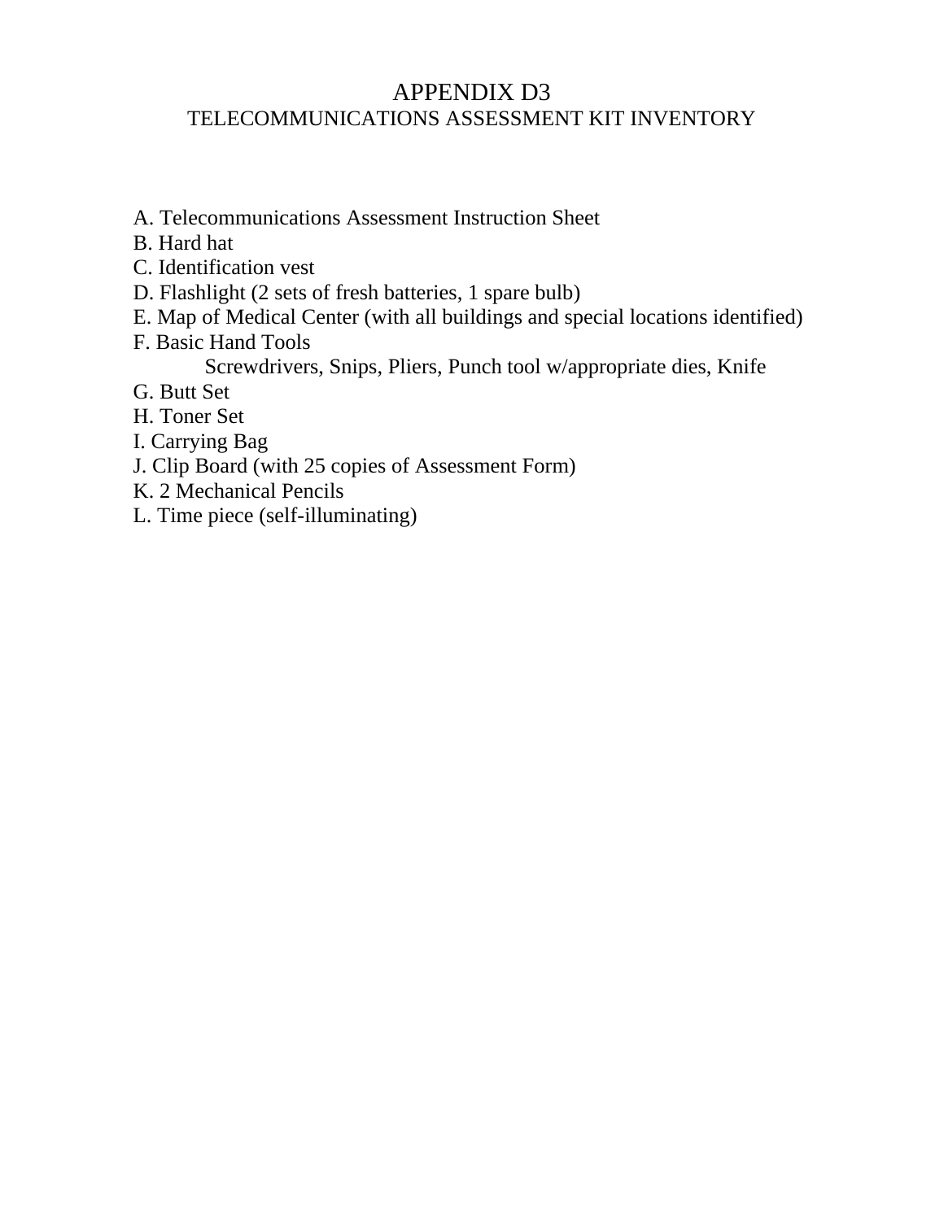# APPENDIX D3

## TELECOMMUNICATIONS ASSESSMENT KIT INVENTORY

A. Telecommunications Assessment Instruction Sheet
B. Hard hat
C. Identification vest
D. Flashlight (2 sets of fresh batteries, 1 spare bulb)
E. Map of Medical Center (with all buildings and special locations identified)
F. Basic Hand Tools
    Screwdrivers, Snips, Pliers, Punch tool w/appropriate dies, Knife
G. Butt Set
H. Toner Set
I. Carrying Bag
J. Clip Board (with 25 copies of Assessment Form)
K. 2 Mechanical Pencils
L. Time piece (self-illuminating)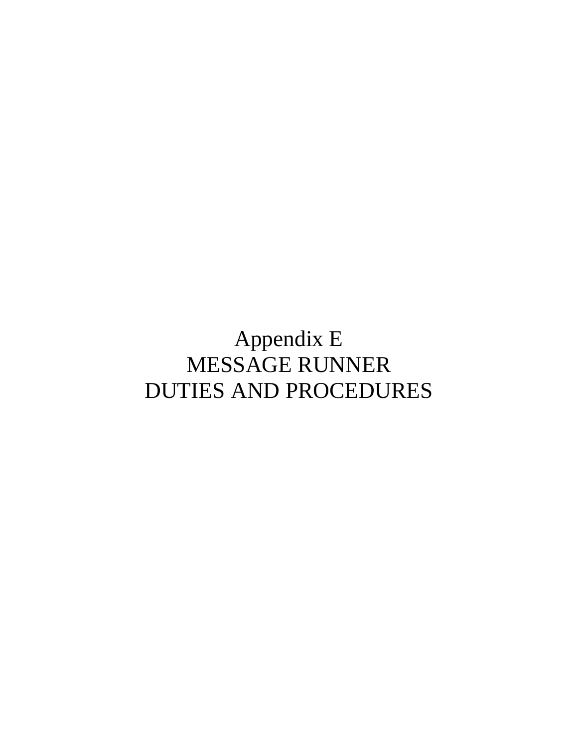# Appendix E
# MESSAGE RUNNER
# DUTIES AND PROCEDURES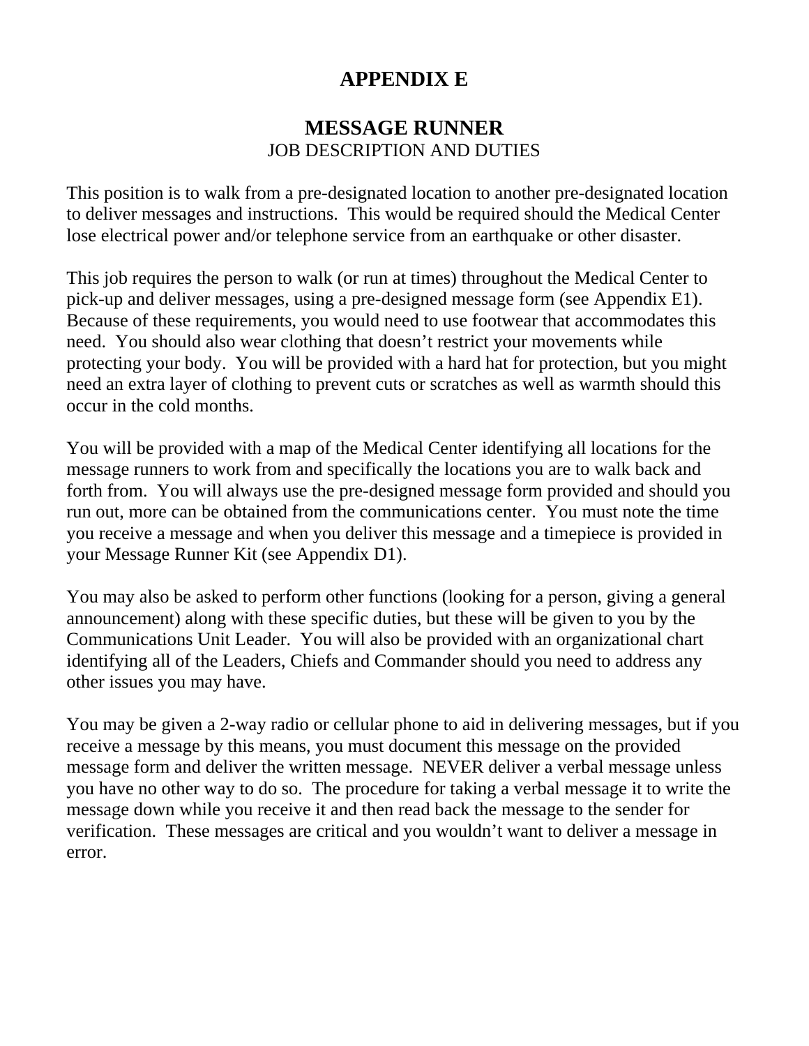# APPENDIX E

## MESSAGE RUNNER

JOB DESCRIPTION AND DUTIES

This position is to walk from a pre-designated location to another pre-designated location to deliver messages and instructions. This would be required should the Medical Center lose electrical power and/or telephone service from an earthquake or other disaster.

This job requires the person to walk (or run at times) throughout the Medical Center to pick-up and deliver messages, using a pre-designed message form (see Appendix E1). Because of these requirements, you would need to use footwear that accommodates this need. You should also wear clothing that doesn't restrict your movements while protecting your body. You will be provided with a hard hat for protection, but you might need an extra layer of clothing to prevent cuts or scratches as well as warmth should this occur in the cold months.

You will be provided with a map of the Medical Center identifying all locations for the message runners to work from and specifically the locations you are to walk back and forth from. You will always use the pre-designed message form provided and should you run out, more can be obtained from the communications center. You must note the time you receive a message and when you deliver this message and a timepiece is provided in your Message Runner Kit (see Appendix D1).

You may also be asked to perform other functions (looking for a person, giving a general announcement) along with these specific duties, but these will be given to you by the Communications Unit Leader. You will also be provided with an organizational chart identifying all of the Leaders, Chiefs and Commander should you need to address any other issues you may have.

You may be given a 2-way radio or cellular phone to aid in delivering messages, but if you receive a message by this means, you must document this message on the provided message form and deliver the written message. NEVER deliver a verbal message unless you have no other way to do so. The procedure for taking a verbal message it to write the message down while you receive it and then read back the message to the sender for verification. These messages are critical and you wouldn't want to deliver a message in error.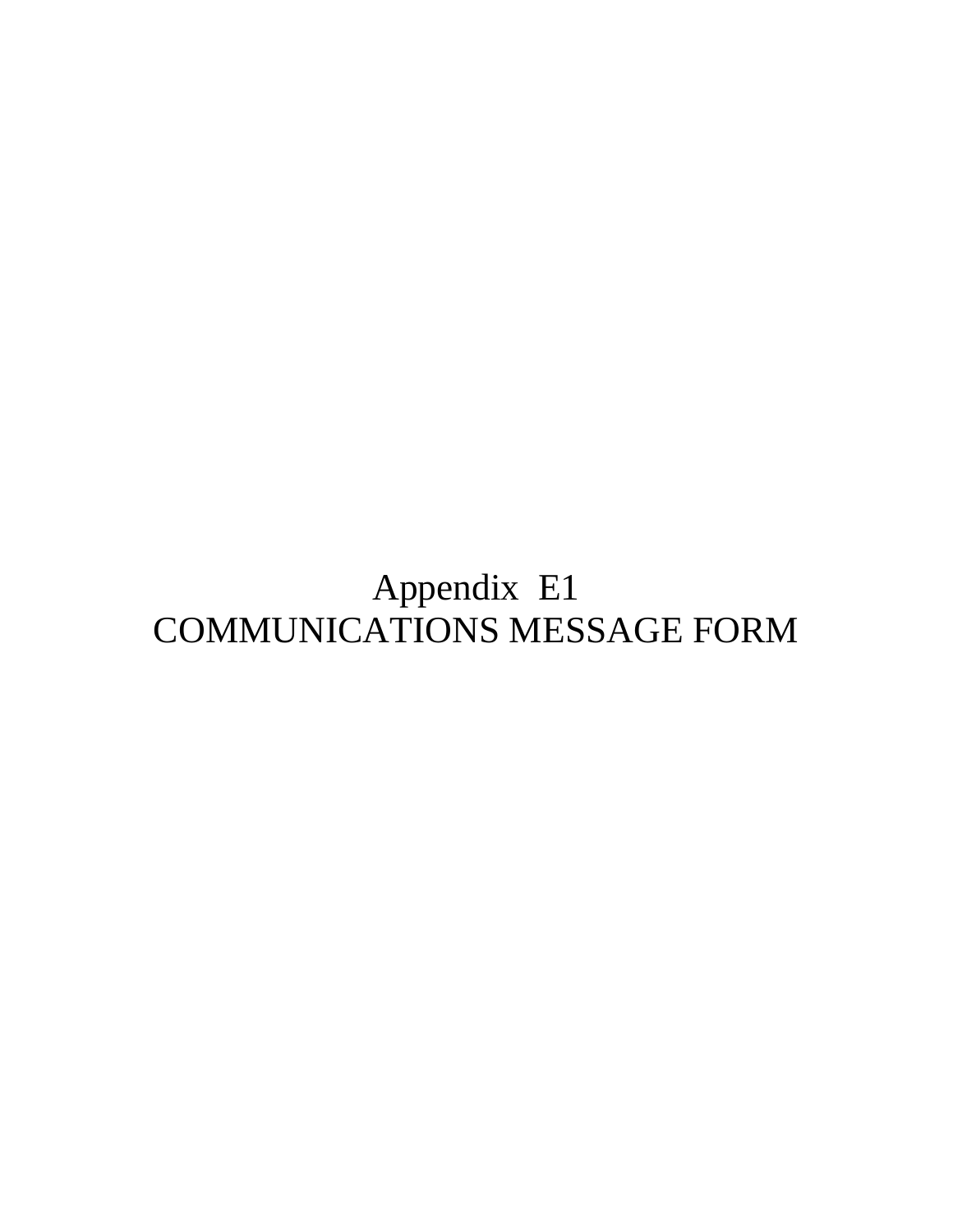# Appendix E1
# COMMUNICATIONS MESSAGE FORM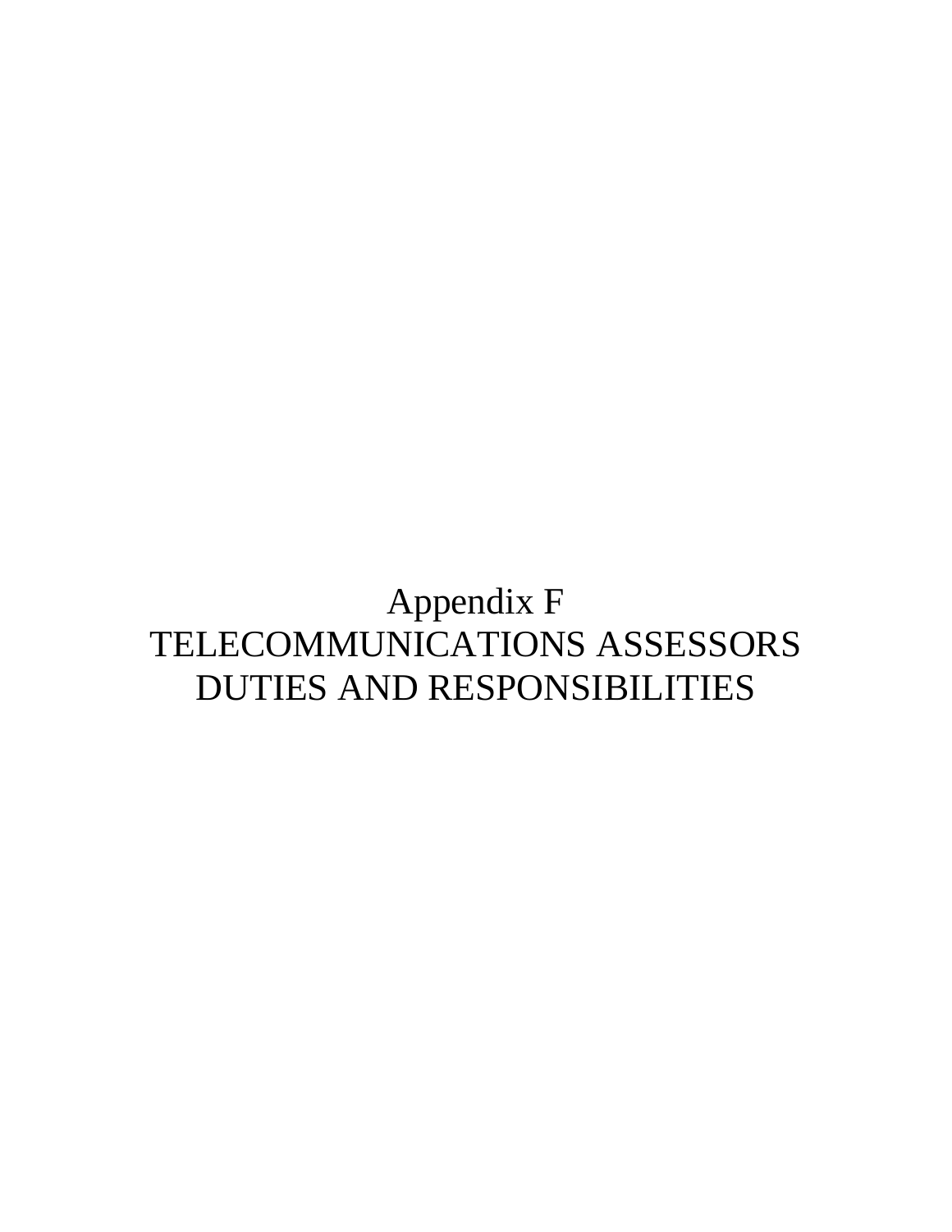# Appendix F
# TELECOMMUNICATIONS ASSESSORS DUTIES AND RESPONSIBILITIES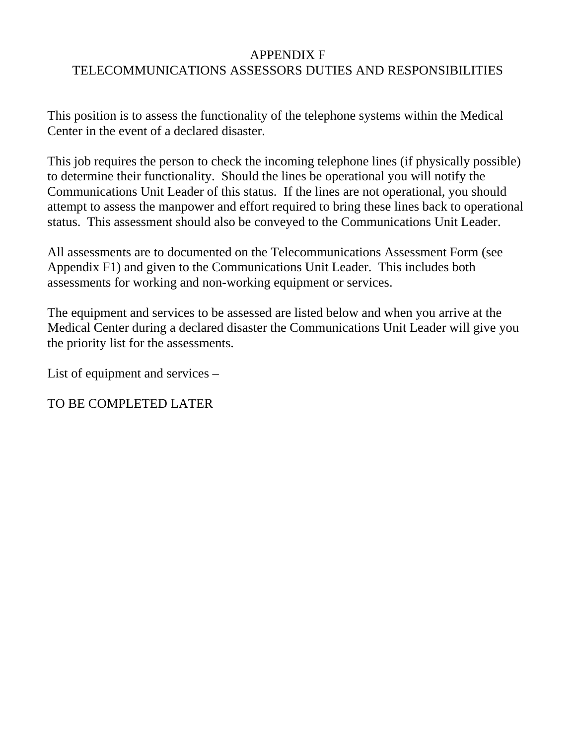# APPENDIX F
# TELECOMMUNICATIONS ASSESSORS DUTIES AND RESPONSIBILITIES

This position is to assess the functionality of the telephone systems within the Medical Center in the event of a declared disaster.

This job requires the person to check the incoming telephone lines (if physically possible) to determine their functionality. Should the lines be operational you will notify the Communications Unit Leader of this status. If the lines are not operational, you should attempt to assess the manpower and effort required to bring these lines back to operational status. This assessment should also be conveyed to the Communications Unit Leader.

All assessments are to documented on the Telecommunications Assessment Form (see Appendix F1) and given to the Communications Unit Leader. This includes both assessments for working and non-working equipment or services.

The equipment and services to be assessed are listed below and when you arrive at the Medical Center during a declared disaster the Communications Unit Leader will give you the priority list for the assessments.

List of equipment and services –

TO BE COMPLETED LATER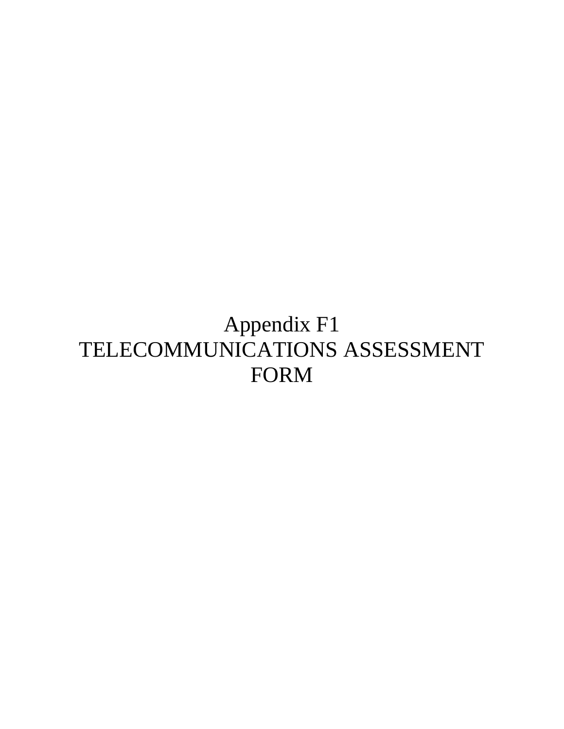# Appendix F1
# TELECOMMUNICATIONS ASSESSMENT FORM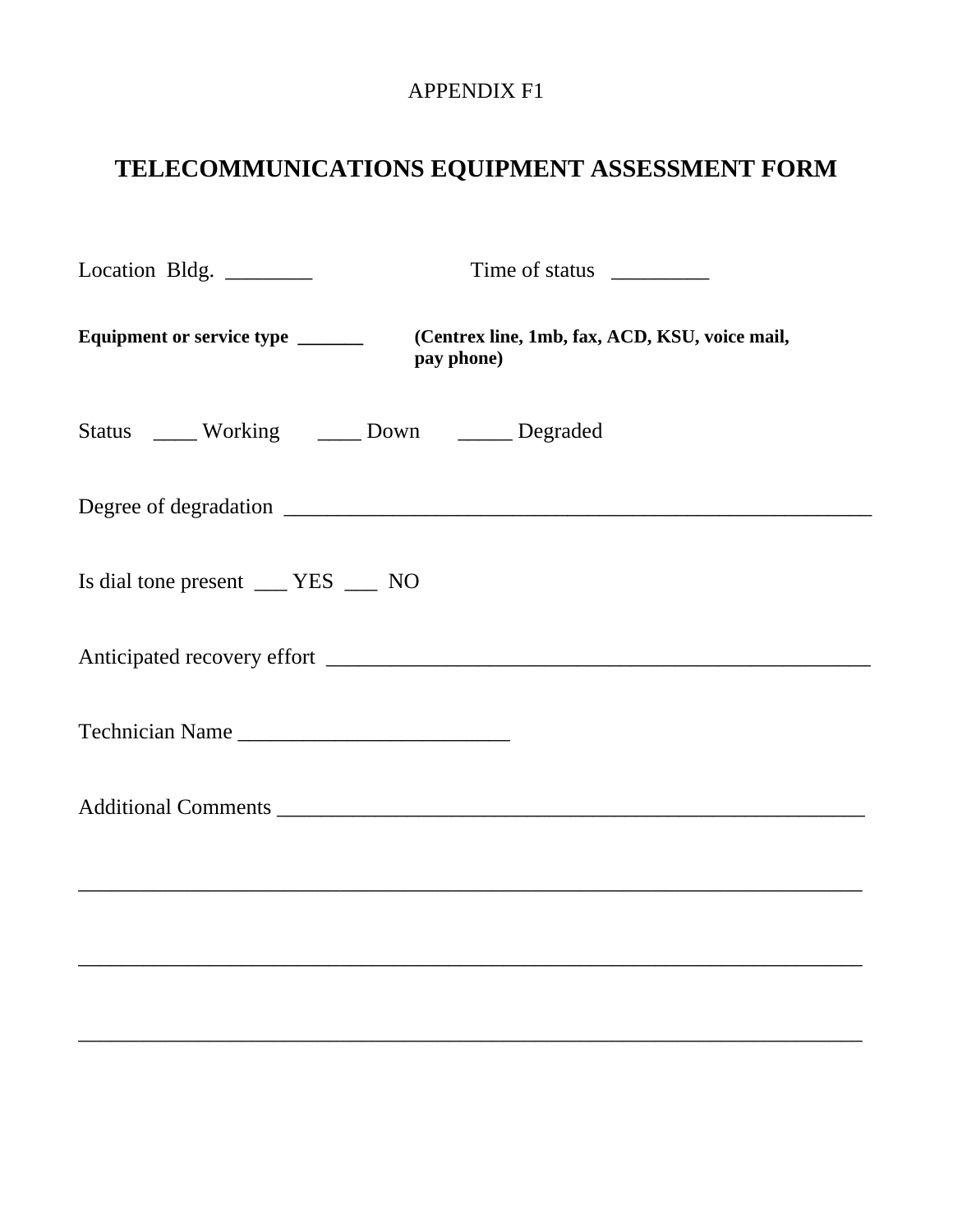APPENDIX F1

# TELECOMMUNICATIONS EQUIPMENT ASSESSMENT FORM

Location Bldg. ________ Time of status _________

**Equipment or service type _______** **(Centrex line, 1mb, fax, ACD, KSU, voice mail, pay phone)**

Status ____ Working ____ Down _____ Degraded

Degree of degradation ________________________________________________________

Is dial tone present ___ YES ___ NO

Anticipated recovery effort ____________________________________________________

Technician Name ________________________

Additional Comments _______________________________________________________

_______________________________________________________________________

_______________________________________________________________________

_______________________________________________________________________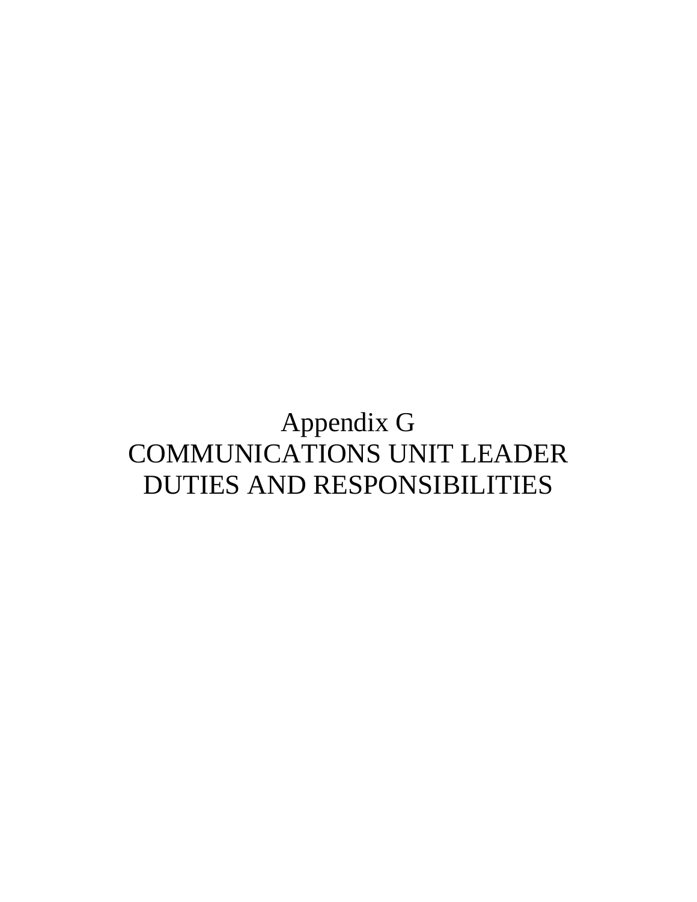# Appendix G
# COMMUNICATIONS UNIT LEADER DUTIES AND RESPONSIBILITIES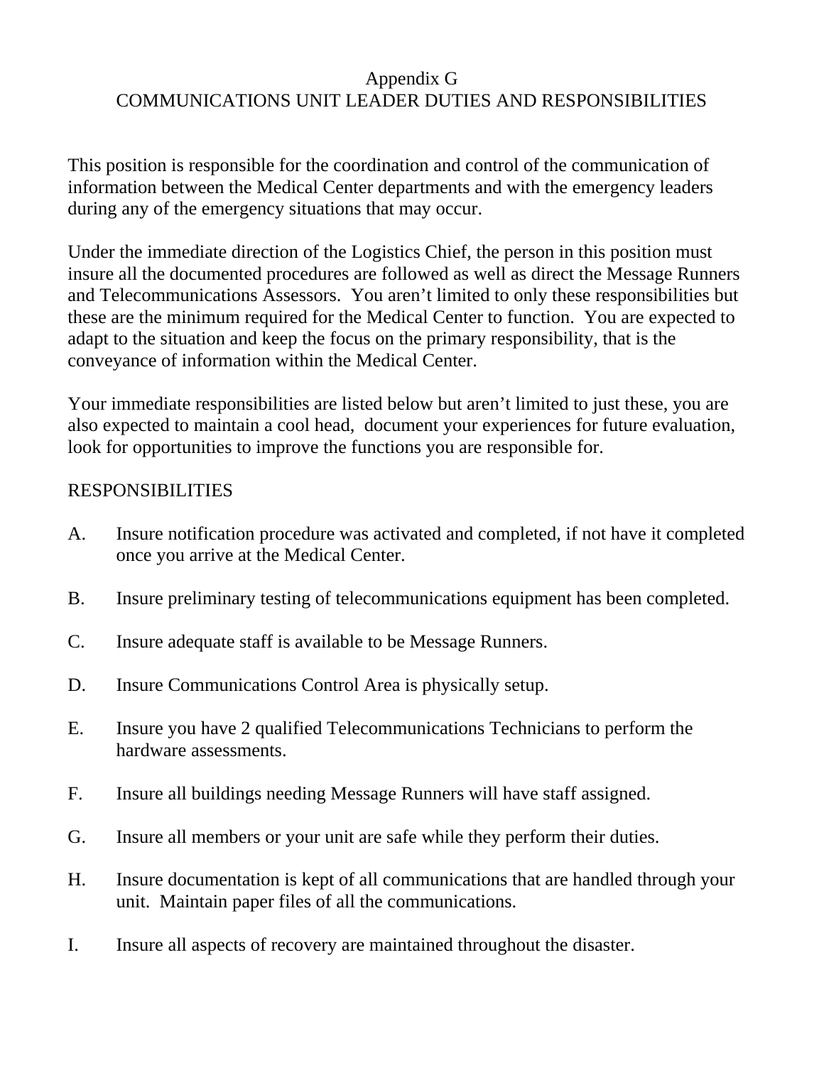# Appendix G
# COMMUNICATIONS UNIT LEADER DUTIES AND RESPONSIBILITIES

This position is responsible for the coordination and control of the communication of information between the Medical Center departments and with the emergency leaders during any of the emergency situations that may occur.

Under the immediate direction of the Logistics Chief, the person in this position must insure all the documented procedures are followed as well as direct the Message Runners and Telecommunications Assessors. You aren't limited to only these responsibilities but these are the minimum required for the Medical Center to function. You are expected to adapt to the situation and keep the focus on the primary responsibility, that is the conveyance of information within the Medical Center.

Your immediate responsibilities are listed below but aren't limited to just these, you are also expected to maintain a cool head, document your experiences for future evaluation, look for opportunities to improve the functions you are responsible for.

## RESPONSIBILITIES

A. Insure notification procedure was activated and completed, if not have it completed once you arrive at the Medical Center.

B. Insure preliminary testing of telecommunications equipment has been completed.

C. Insure adequate staff is available to be Message Runners.

D. Insure Communications Control Area is physically setup.

E. Insure you have 2 qualified Telecommunications Technicians to perform the hardware assessments.

F. Insure all buildings needing Message Runners will have staff assigned.

G. Insure all members or your unit are safe while they perform their duties.

H. Insure documentation is kept of all communications that are handled through your unit. Maintain paper files of all the communications.

I. Insure all aspects of recovery are maintained throughout the disaster.